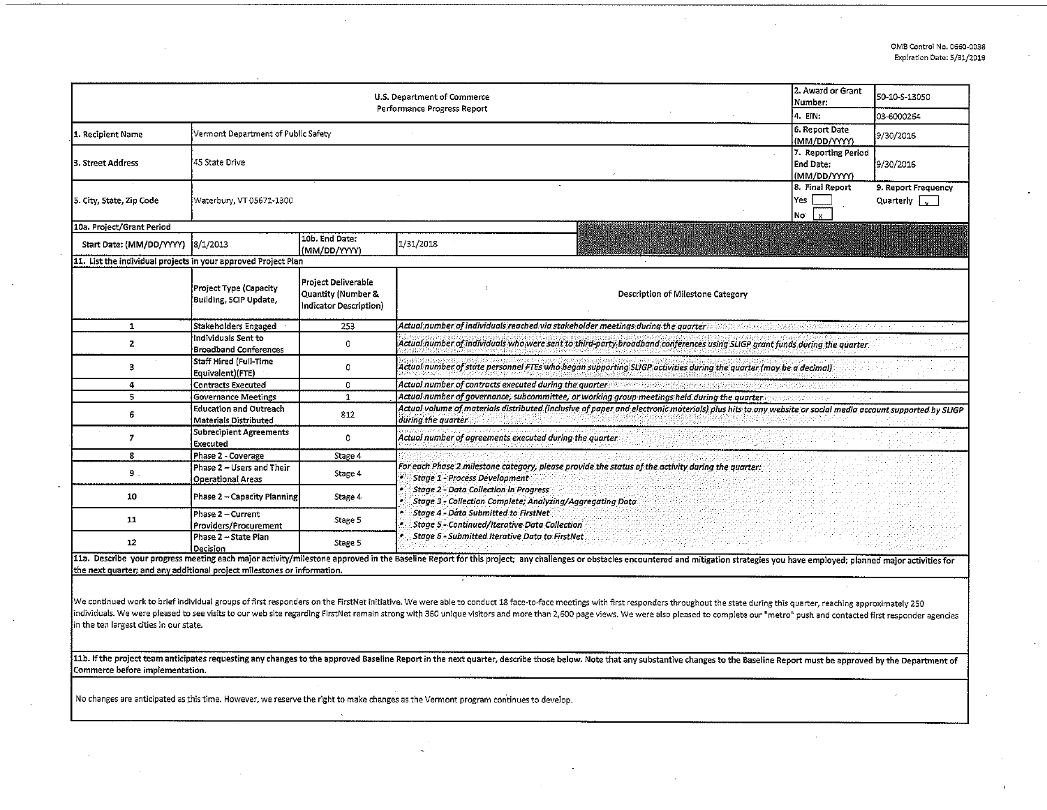OMB Control No. 0660-0038
Expiration Date: 5/31/2019

| U.S. Department of Commerce Performance Progress Report | | | | 2. Award or Grant Number: | 50-10-S-13050 |
|---|---|---|---|---|---|
| | | | | 4. EIN: | 03-6000264 |
| 1. Recipient Name | Vermont Department of Public Safety | | | 6. Report Date (MM/DD/YYYY) | 9/30/2016 |
| 3. Street Address | 45 State Drive | | | 7. Reporting Period End Date: (MM/DD/YYYY) | 9/30/2016 |
| 5. City, State, Zip Code | Waterbury, VT 05671-1300 | | | 8. Final Report Yes [ ] No [x] | 9. Report Frequency Quarterly [x] |
| 10a. Project/Grant Period | | | | | |
| Start Date: (MM/DD/YYYY) | 8/1/2013 | 10b. End Date: (MM/DD/YYYY) | 1/31/2018 | | |

**11. List the individual projects in your approved Project Plan**

| | Project Type (Capacity Building, SCIP Update, | Project Deliverable Quantity (Number & Indicator Description) | Description of Milestone Category |
|---|---|---|---|
| 1 | Stakeholders Engaged | 253 | *Actual number of individuals reached via stakeholder meetings during the quarter* |
| 2 | Individuals Sent to Broadband Conferences | 0 | *Actual number of individuals who were sent to third-party broadband conferences using SLIGP grant funds during the quarter* |
| 3 | Staff Hired (Full-Time Equivalent)(FTE) | 0 | *Actual number of state personnel FTEs who began supporting SLIGP activities during the quarter (may be a decimal)* |
| 4 | Contracts Executed | 0 | *Actual number of contracts executed during the quarter* |
| 5 | Governance Meetings | 1 | *Actual number of governance, subcommittee, or working group meetings held during the quarter* |
| 6 | Education and Outreach Materials Distributed | 812 | *Actual volume of materials distributed (inclusive of paper and electronic materials) plus hits to any website or social media account supported by SLIGP during the quarter* |
| 7 | Subrecipient Agreements Executed | 0 | *Actual number of agreements executed during the quarter* |
| 8 | Phase 2 - Coverage | Stage 4 | *For each Phase 2 milestone category, please provide the status of the activity during the quarter:* <br>• *Stage 1 - Process Development* <br>• *Stage 2 - Data Collection in Progress* <br>• *Stage 3 - Collection Complete; Analyzing/Aggregating Data* <br>• *Stage 4 - Data Submitted to FirstNet* <br>• *Stage 5 - Continued/Iterative Data Collection* <br>• *Stage 6 - Submitted Iterative Data to FirstNet* |
| 9 | Phase 2 – Users and Their Operational Areas | Stage 4 | |
| 10 | Phase 2 – Capacity Planning | Stage 4 | |
| 11 | Phase 2 – Current Providers/Procurement | Stage 5 | |
| 12 | Phase 2 – State Plan Decision | Stage 5 | |

**11a. Describe your progress meeting each major activity/milestone approved in the Baseline Report for this project; any challenges or obstacles encountered and mitigation strategies you have employed; planned major activities for the next quarter; and any additional project milestones or information.**

We continued work to brief individual groups of first responders on the FirstNet initiative. We were able to conduct 18 face-to-face meetings with first responders throughout the state during this quarter, reaching approximately 250 individuals. We were pleased to see visits to our web site regarding FirstNet remain strong with 360 unique visitors and more than 2,600 page views. We were also pleased to complete our "metro" push and contacted first responder agencies in the ten largest cities in our state.

**11b. If the project team anticipates requesting any changes to the approved Baseline Report in the next quarter, describe those below. Note that any substantive changes to the Baseline Report must be approved by the Department of Commerce before implementation.**

No changes are anticipated as this time. However, we reserve the right to make changes as the Vermont program continues to develop.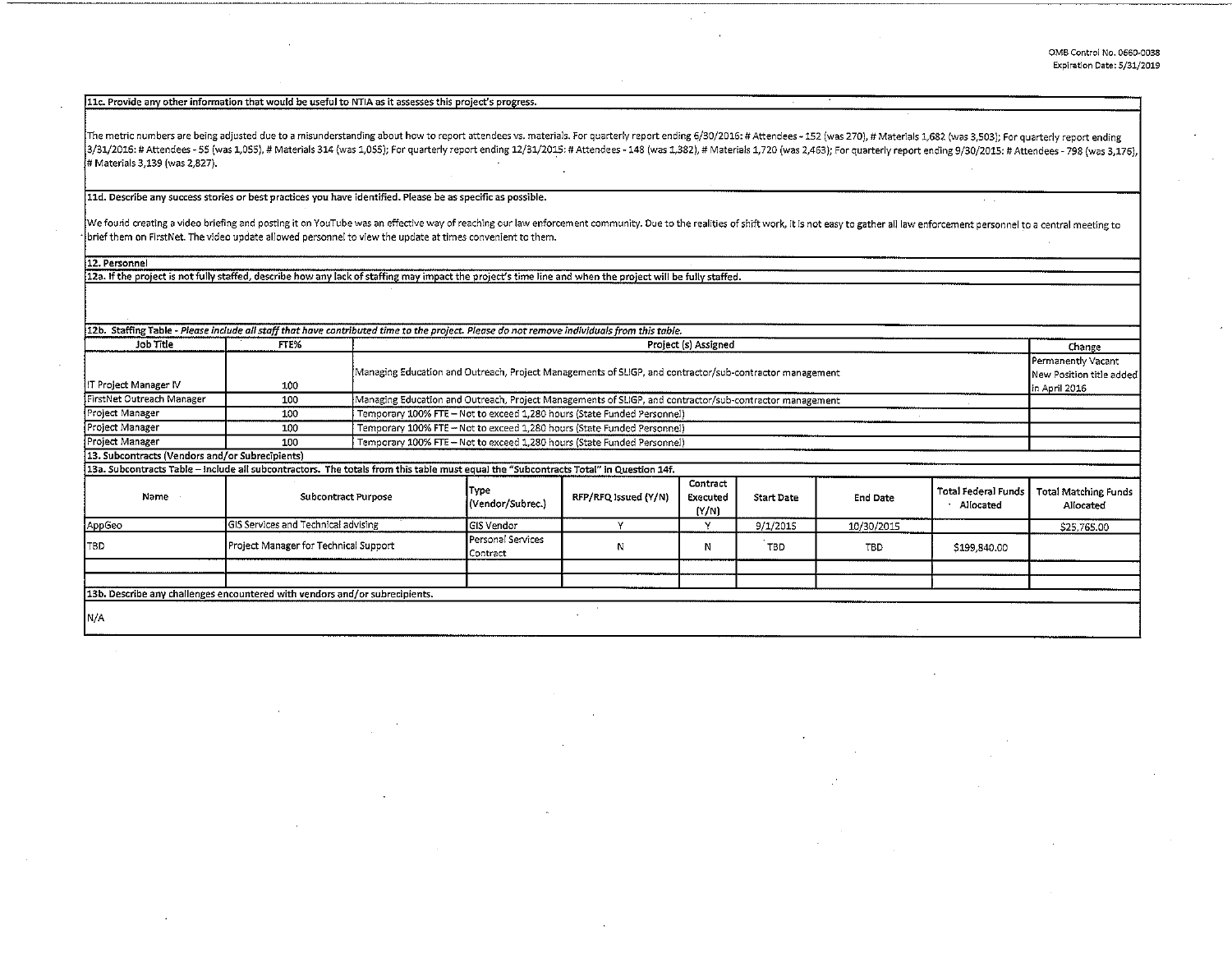**11c. Provide any other information that would be useful to NTIA as it assesses this project's progress.**

The metric numbers are being adjusted due to a misunderstanding about how to report attendees vs. materials. For quarterly report ending 6/30/2016: # Attendees - 152 (was 270), # Materials 1,682 (was 3,503); For quarterly report ending 3/31/2016: # Attendees - 55 (was 1,055), # Materials 314 (was 1,055); For quarterly report ending 12/31/2015: # Attendees - 148 (was 1,382), # Materials 1,720 (was 2,463); For quarterly report ending 9/30/2015: # Attendees - 798 (was 3,176), # Materials 3,139 (was 2,827).

**11d. Describe any success stories or best practices you have identified. Please be as specific as possible.**

We found creating a video briefing and posting it on YouTube was an effective way of reaching our law enforcement community. Due to the realities of shift work, it is not easy to gather all law enforcement personnel to a central meeting to brief them on FirstNet. The video update allowed personnel to view the update at times convenient to them.

**12. Personnel**

**12a. If the project is not fully staffed, describe how any lack of staffing may impact the project's time line and when the project will be fully staffed.**

**12b. Staffing Table** - *Please include all staff that have contributed time to the project. Please do not remove individuals from this table.*

| Job Title | FTE% | Project (s) Assigned | Change |
|---|---|---|---|
| IT Project Manager IV | 100 | Managing Education and Outreach, Project Managements of SLIGP, and contractor/sub-contractor management | Permanently Vacant New Position title added in April 2016 |
| FirstNet Outreach Manager | 100 | Managing Education and Outreach, Project Managements of SLIGP, and contractor/sub-contractor management | |
| Project Manager | 100 | Temporary 100% FTE – Not to exceed 1,280 hours (State Funded Personnel) | |
| Project Manager | 100 | Temporary 100% FTE – Not to exceed 1,280 hours (State Funded Personnel) | |
| Project Manager | 100 | Temporary 100% FTE – Not to exceed 1,280 hours (State Funded Personnel) | |

**13. Subcontracts (Vendors and/or Subrecipients)**

**13a. Subcontracts Table – Include all subcontractors. The totals from this table must equal the "Subcontracts Total" in Question 14f.**

| Name | Subcontract Purpose | Type (Vendor/Subrec.) | RFP/RFQ Issued (Y/N) | Contract Executed (Y/N) | Start Date | End Date | Total Federal Funds Allocated | Total Matching Funds Allocated |
|---|---|---|---|---|---|---|---|---|
| AppGeo | GIS Services and Technical advising | GIS Vendor | Y | Y | 9/1/2015 | 10/30/2015 | | $25,765.00 |
| TBD | Project Manager for Technical Support | Personal Services Contract | N | N | TBD | TBD | $199,840.00 | |
| | | | | | | | | |
| | | | | | | | | |

**13b. Describe any challenges encountered with vendors and/or subrecipients.**

N/A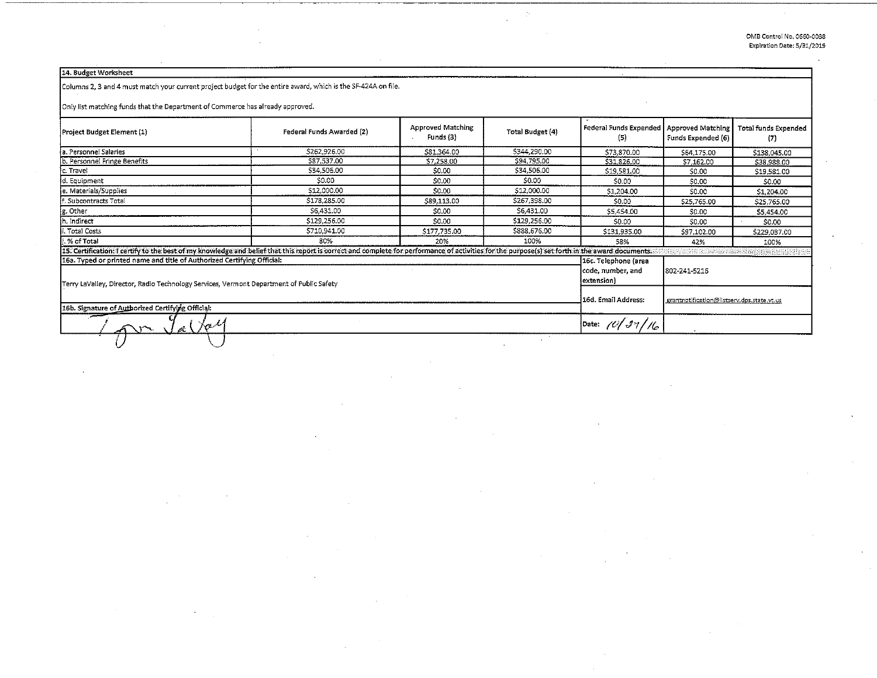OMB Control No. 0660-0038
Expiration Date: 5/31/2019

## 14. Budget Worksheet

Columns 2, 3 and 4 must match your current project budget for the entire award, which is the SF-424A on file.

Only list matching funds that the Department of Commerce has already approved.

| Project Budget Element (1) | Federal Funds Awarded (2) | Approved Matching Funds (3) | Total Budget (4) | Federal Funds Expended (5) | Approved Matching Funds Expended (6) | Total funds Expended (7) |
|---|---|---|---|---|---|---|
| a. Personnel Salaries | $262,926.00 | $81,364.00 | $344,290.00 | $73,870.00 | $64,175.00 | $138,045.00 |
| b. Personnel Fringe Benefits | $87,537.00 | $7,258.00 | $94,795.00 | $31,826.00 | $7,162.00 | $38,988.00 |
| c. Travel | $34,506.00 | $0.00 | $34,506.00 | $19,581.00 | $0.00 | $19,581.00 |
| d. Equipment | $0.00 | $0.00 | $0.00 | $0.00 | $0.00 | $0.00 |
| e. Materials/Supplies | $12,000.00 | $0.00 | $12,000.00 | $1,204.00 | $0.00 | $1,204.00 |
| f. Subcontracts Total | $178,285.00 | $89,113.00 | $267,398.00 | $0.00 | $25,765.00 | $25,765.00 |
| g. Other | $6,431.00 | $0.00 | $6,431.00 | $5,454.00 | $0.00 | $5,454.00 |
| h. Indirect | $129,256.00 | $0.00 | $129,256.00 | $0.00 | $0.00 | $0.00 |
| i. Total Costs | $710,941.00 | $177,735.00 | $888,676.00 | $131,935.00 | $97,102.00 | $229,037.00 |
| j. % of Total | 80% | 20% | 100% | 58% | 42% | 100% |

**15. Certification:** I certify to the best of my knowledge and belief that this report is correct and complete for performance of activities for the purpose(s) set forth in the award documents.

| | | |
|---|---|---|
| **16a. Typed or printed name and title of Authorized Certifying Official:** Terry LaValley, Director, Radio Technology Services, Vermont Department of Public Safety | 16c. Telephone (area code, number, and extension) | 802-241-5216 |
| | 16d. Email Address: | grantnotification@listserv.dps.state.vt.us |
| **16b. Signature of Authorized Certifying Official:** Terry LaValley | Date: 10/27/16 | |